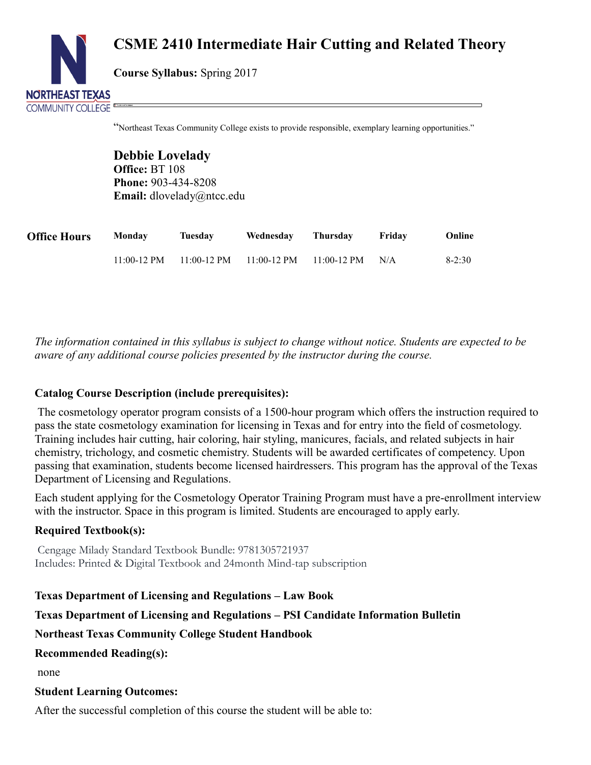# CSME 2410 Intermediate Hair Cutting and Related Theory

**Course Syllabus:** Spring 2017

"Northeast Texas Community College exists to provide responsible, exemplary learning opportunities."

## Debbie Lovelady

**Office:** BT 108
**Phone:** 903-434-8208
**Email:** dlovelady@ntcc.edu

| Office Hours | Monday | Tuesday | Wednesday | Thursday | Friday | Online |
|---|---|---|---|---|---|---|
| | 11:00-12 PM | 11:00-12 PM | 11:00-12 PM | 11:00-12 PM | N/A | 8-2:30 |

*The information contained in this syllabus is subject to change without notice. Students are expected to be aware of any additional course policies presented by the instructor during the course.*

### Catalog Course Description (include prerequisites):

The cosmetology operator program consists of a 1500-hour program which offers the instruction required to pass the state cosmetology examination for licensing in Texas and for entry into the field of cosmetology. Training includes hair cutting, hair coloring, hair styling, manicures, facials, and related subjects in hair chemistry, trichology, and cosmetic chemistry. Students will be awarded certificates of competency. Upon passing that examination, students become licensed hairdressers. This program has the approval of the Texas Department of Licensing and Regulations.

Each student applying for the Cosmetology Operator Training Program must have a pre-enrollment interview with the instructor. Space in this program is limited. Students are encouraged to apply early.

### Required Textbook(s):

Cengage Milady Standard Textbook Bundle: 9781305721937
Includes: Printed & Digital Textbook and 24month Mind-tap subscription

**Texas Department of Licensing and Regulations – Law Book**

**Texas Department of Licensing and Regulations – PSI Candidate Information Bulletin**

**Northeast Texas Community College Student Handbook**

### Recommended Reading(s):

none

### Student Learning Outcomes:

After the successful completion of this course the student will be able to: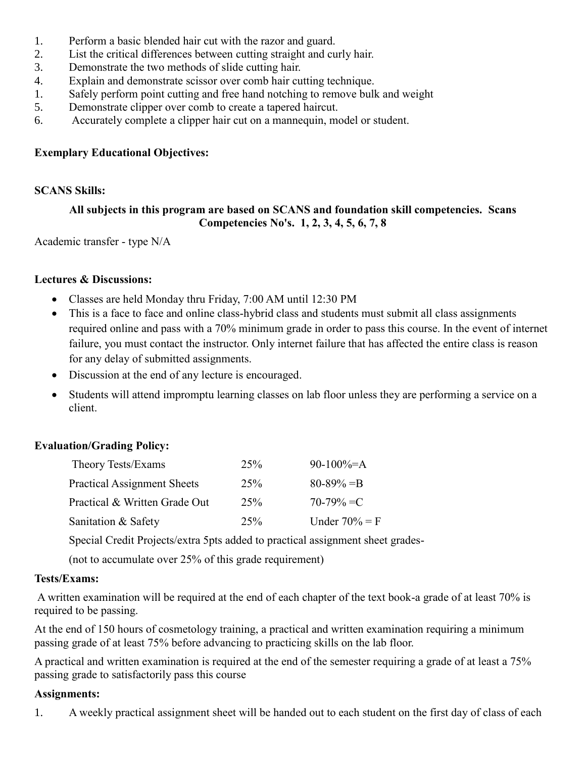1. Perform a basic blended hair cut with the razor and guard.
2. List the critical differences between cutting straight and curly hair.
3. Demonstrate the two methods of slide cutting hair.
4. Explain and demonstrate scissor over comb hair cutting technique.
1. Safely perform point cutting and free hand notching to remove bulk and weight
5. Demonstrate clipper over comb to create a tapered haircut.
6. Accurately complete a clipper hair cut on a mannequin, model or student.

**Exemplary Educational Objectives:**

**SCANS Skills:**

**All subjects in this program are based on SCANS and foundation skill competencies. Scans Competencies No's. 1, 2, 3, 4, 5, 6, 7, 8**

Academic transfer - type N/A

**Lectures & Discussions:**

- Classes are held Monday thru Friday, 7:00 AM until 12:30 PM
- This is a face to face and online class-hybrid class and students must submit all class assignments required online and pass with a 70% minimum grade in order to pass this course. In the event of internet failure, you must contact the instructor. Only internet failure that has affected the entire class is reason for any delay of submitted assignments.
- Discussion at the end of any lecture is encouraged.
- Students will attend impromptu learning classes on lab floor unless they are performing a service on a client.

**Evaluation/Grading Policy:**

| | | |
|---|---|---|
| Theory Tests/Exams | 25% | 90-100%=A |
| Practical Assignment Sheets | 25% | 80-89% =B |
| Practical & Written Grade Out | 25% | 70-79% =C |
| Sanitation & Safety | 25% | Under 70% = F |

Special Credit Projects/extra 5pts added to practical assignment sheet grades-

(not to accumulate over 25% of this grade requirement)

**Tests/Exams:**

A written examination will be required at the end of each chapter of the text book-a grade of at least 70% is required to be passing.

At the end of 150 hours of cosmetology training, a practical and written examination requiring a minimum passing grade of at least 75% before advancing to practicing skills on the lab floor.

A practical and written examination is required at the end of the semester requiring a grade of at least a 75% passing grade to satisfactorily pass this course

**Assignments:**

1. A weekly practical assignment sheet will be handed out to each student on the first day of class of each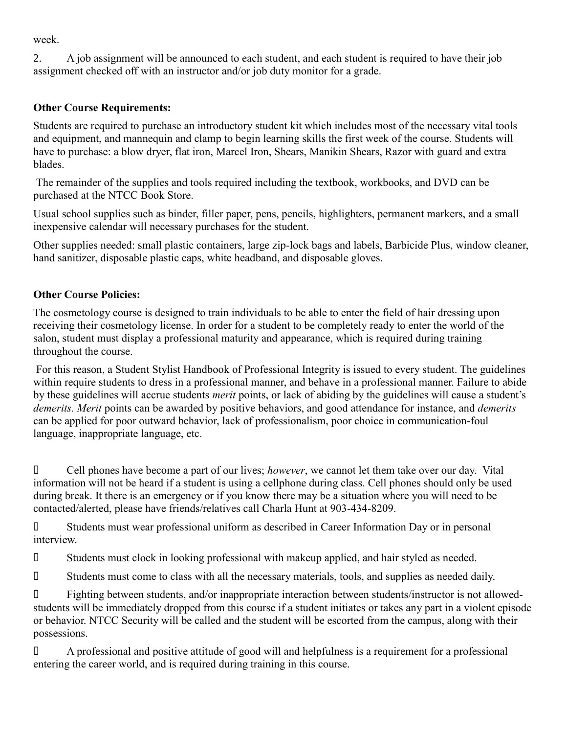week.

2. A job assignment will be announced to each student, and each student is required to have their job assignment checked off with an instructor and/or job duty monitor for a grade.

**Other Course Requirements:**

Students are required to purchase an introductory student kit which includes most of the necessary vital tools and equipment, and mannequin and clamp to begin learning skills the first week of the course. Students will have to purchase: a blow dryer, flat iron, Marcel Iron, Shears, Manikin Shears, Razor with guard and extra blades.

The remainder of the supplies and tools required including the textbook, workbooks, and DVD can be purchased at the NTCC Book Store.

Usual school supplies such as binder, filler paper, pens, pencils, highlighters, permanent markers, and a small inexpensive calendar will necessary purchases for the student.

Other supplies needed: small plastic containers, large zip-lock bags and labels, Barbicide Plus, window cleaner, hand sanitizer, disposable plastic caps, white headband, and disposable gloves.

**Other Course Policies:**

The cosmetology course is designed to train individuals to be able to enter the field of hair dressing upon receiving their cosmetology license. In order for a student to be completely ready to enter the world of the salon, student must display a professional maturity and appearance, which is required during training throughout the course.

For this reason, a Student Stylist Handbook of Professional Integrity is issued to every student. The guidelines within require students to dress in a professional manner, and behave in a professional manner. Failure to abide by these guidelines will accrue students *merit* points, or lack of abiding by the guidelines will cause a student's *demerits. Merit* points can be awarded by positive behaviors, and good attendance for instance, and *demerits* can be applied for poor outward behavior, lack of professionalism, poor choice in communication-foul language, inappropriate language, etc.

- Cell phones have become a part of our lives; *however*, we cannot let them take over our day. Vital information will not be heard if a student is using a cellphone during class. Cell phones should only be used during break. It there is an emergency or if you know there may be a situation where you will need to be contacted/alerted, please have friends/relatives call Charla Hunt at 903-434-8209.
- Students must wear professional uniform as described in Career Information Day or in personal interview.
- Students must clock in looking professional with makeup applied, and hair styled as needed.
- Students must come to class with all the necessary materials, tools, and supplies as needed daily.
- Fighting between students, and/or inappropriate interaction between students/instructor is not allowed- students will be immediately dropped from this course if a student initiates or takes any part in a violent episode or behavior. NTCC Security will be called and the student will be escorted from the campus, along with their possessions.
- A professional and positive attitude of good will and helpfulness is a requirement for a professional entering the career world, and is required during training in this course.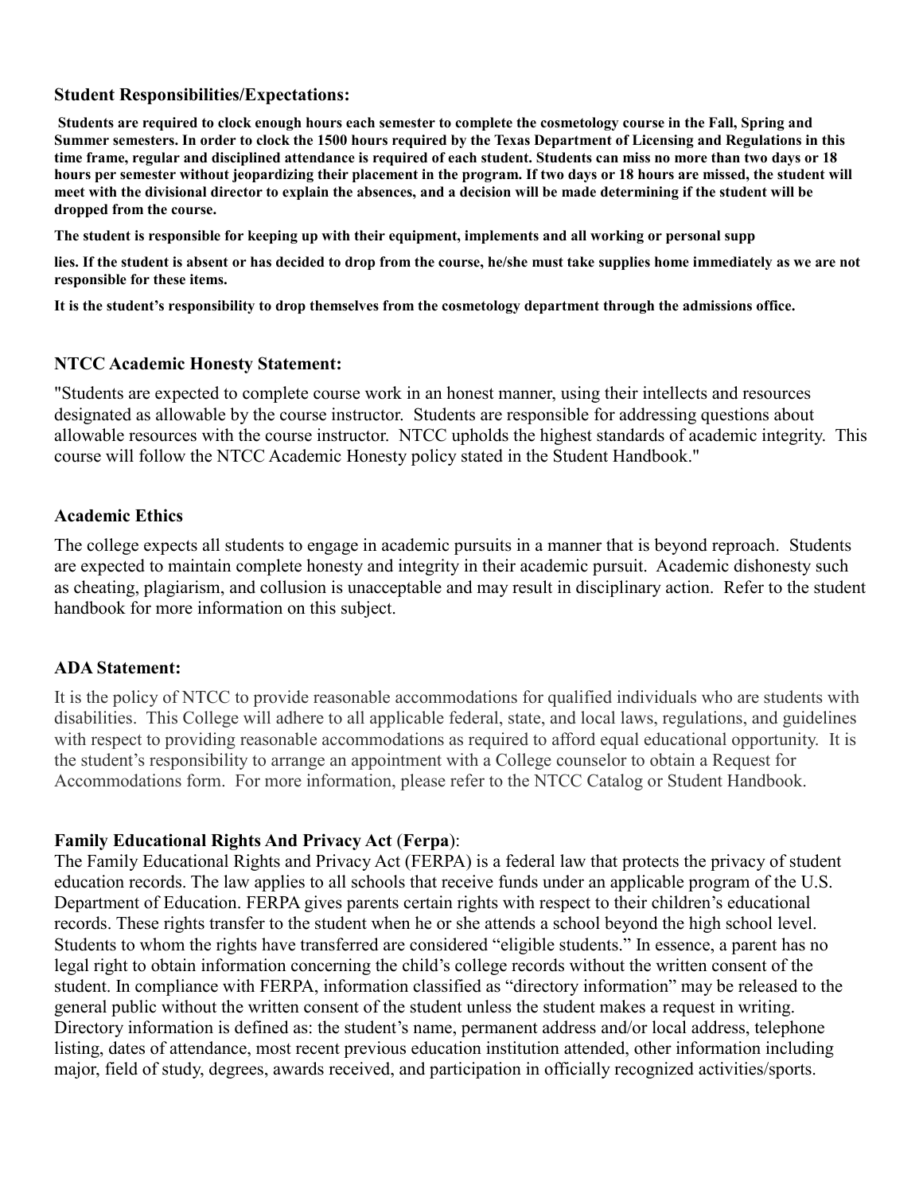**Student Responsibilities/Expectations:**

**Students are required to clock enough hours each semester to complete the cosmetology course in the Fall, Spring and Summer semesters. In order to clock the 1500 hours required by the Texas Department of Licensing and Regulations in this time frame, regular and disciplined attendance is required of each student. Students can miss no more than two days or 18 hours per semester without jeopardizing their placement in the program. If two days or 18 hours are missed, the student will meet with the divisional director to explain the absences, and a decision will be made determining if the student will be dropped from the course.**

**The student is responsible for keeping up with their equipment, implements and all working or personal supp**

**lies. If the student is absent or has decided to drop from the course, he/she must take supplies home immediately as we are not responsible for these items.**

**It is the student's responsibility to drop themselves from the cosmetology department through the admissions office.**

**NTCC Academic Honesty Statement:**

"Students are expected to complete course work in an honest manner, using their intellects and resources designated as allowable by the course instructor. Students are responsible for addressing questions about allowable resources with the course instructor. NTCC upholds the highest standards of academic integrity. This course will follow the NTCC Academic Honesty policy stated in the Student Handbook."

**Academic Ethics**

The college expects all students to engage in academic pursuits in a manner that is beyond reproach. Students are expected to maintain complete honesty and integrity in their academic pursuit. Academic dishonesty such as cheating, plagiarism, and collusion is unacceptable and may result in disciplinary action. Refer to the student handbook for more information on this subject.

**ADA Statement:**

It is the policy of NTCC to provide reasonable accommodations for qualified individuals who are students with disabilities. This College will adhere to all applicable federal, state, and local laws, regulations, and guidelines with respect to providing reasonable accommodations as required to afford equal educational opportunity. It is the student's responsibility to arrange an appointment with a College counselor to obtain a Request for Accommodations form. For more information, please refer to the NTCC Catalog or Student Handbook.

**Family Educational Rights And Privacy Act** (**Ferpa**):

The Family Educational Rights and Privacy Act (FERPA) is a federal law that protects the privacy of student education records. The law applies to all schools that receive funds under an applicable program of the U.S. Department of Education. FERPA gives parents certain rights with respect to their children's educational records. These rights transfer to the student when he or she attends a school beyond the high school level. Students to whom the rights have transferred are considered "eligible students." In essence, a parent has no legal right to obtain information concerning the child's college records without the written consent of the student. In compliance with FERPA, information classified as "directory information" may be released to the general public without the written consent of the student unless the student makes a request in writing. Directory information is defined as: the student's name, permanent address and/or local address, telephone listing, dates of attendance, most recent previous education institution attended, other information including major, field of study, degrees, awards received, and participation in officially recognized activities/sports.